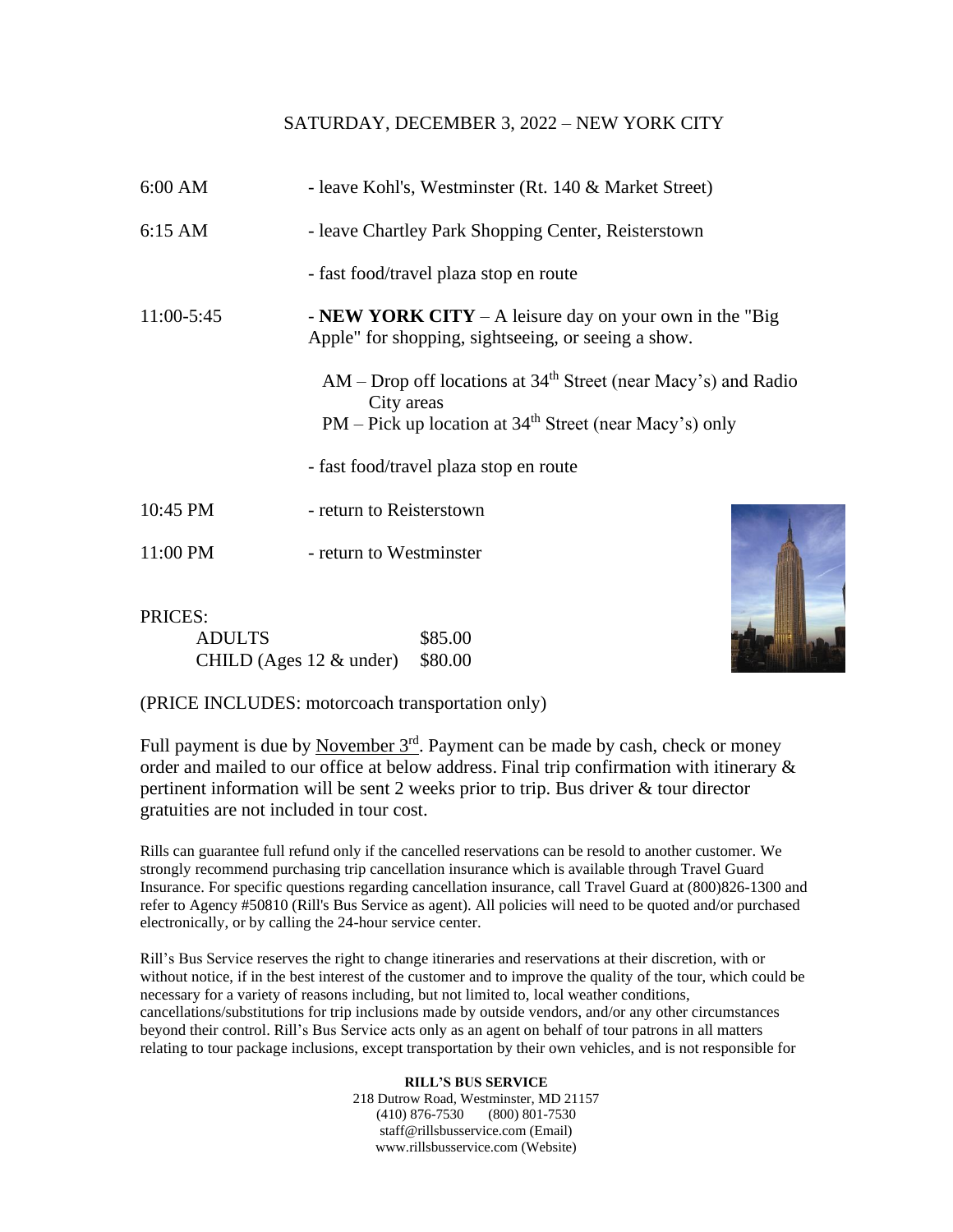## SATURDAY, DECEMBER 3, 2022 – NEW YORK CITY

| | |
|---|---|
| 6:00 AM | - leave Kohl's, Westminster (Rt. 140 & Market Street) |
| 6:15 AM | - leave Chartley Park Shopping Center, Reisterstown |
| | - fast food/travel plaza stop en route |
| 11:00-5:45 | - **NEW YORK CITY** – A leisure day on your own in the "Big Apple" for shopping, sightseeing, or seeing a show. |
| | AM – Drop off locations at 34th Street (near Macy's) and Radio City areas |
| | PM – Pick up location at 34th Street (near Macy's) only |
| | - fast food/travel plaza stop en route |
| 10:45 PM | - return to Reisterstown |
| 11:00 PM | - return to Westminster |

PRICES:

| | |
|---|---|
| ADULTS | $85.00 |
| CHILD (Ages 12 & under) | $80.00 |

(PRICE INCLUDES: motorcoach transportation only)

Full payment is due by November 3rd. Payment can be made by cash, check or money order and mailed to our office at below address. Final trip confirmation with itinerary & pertinent information will be sent 2 weeks prior to trip. Bus driver & tour director gratuities are not included in tour cost.

Rills can guarantee full refund only if the cancelled reservations can be resold to another customer. We strongly recommend purchasing trip cancellation insurance which is available through Travel Guard Insurance. For specific questions regarding cancellation insurance, call Travel Guard at (800)826-1300 and refer to Agency #50810 (Rill's Bus Service as agent). All policies will need to be quoted and/or purchased electronically, or by calling the 24-hour service center.

Rill's Bus Service reserves the right to change itineraries and reservations at their discretion, with or without notice, if in the best interest of the customer and to improve the quality of the tour, which could be necessary for a variety of reasons including, but not limited to, local weather conditions, cancellations/substitutions for trip inclusions made by outside vendors, and/or any other circumstances beyond their control. Rill's Bus Service acts only as an agent on behalf of tour patrons in all matters relating to tour package inclusions, except transportation by their own vehicles, and is not responsible for

**RILL'S BUS SERVICE**
218 Dutrow Road, Westminster, MD 21157
(410) 876-7530 (800) 801-7530
staff@rillsbusservice.com (Email)
www.rillsbusservice.com (Website)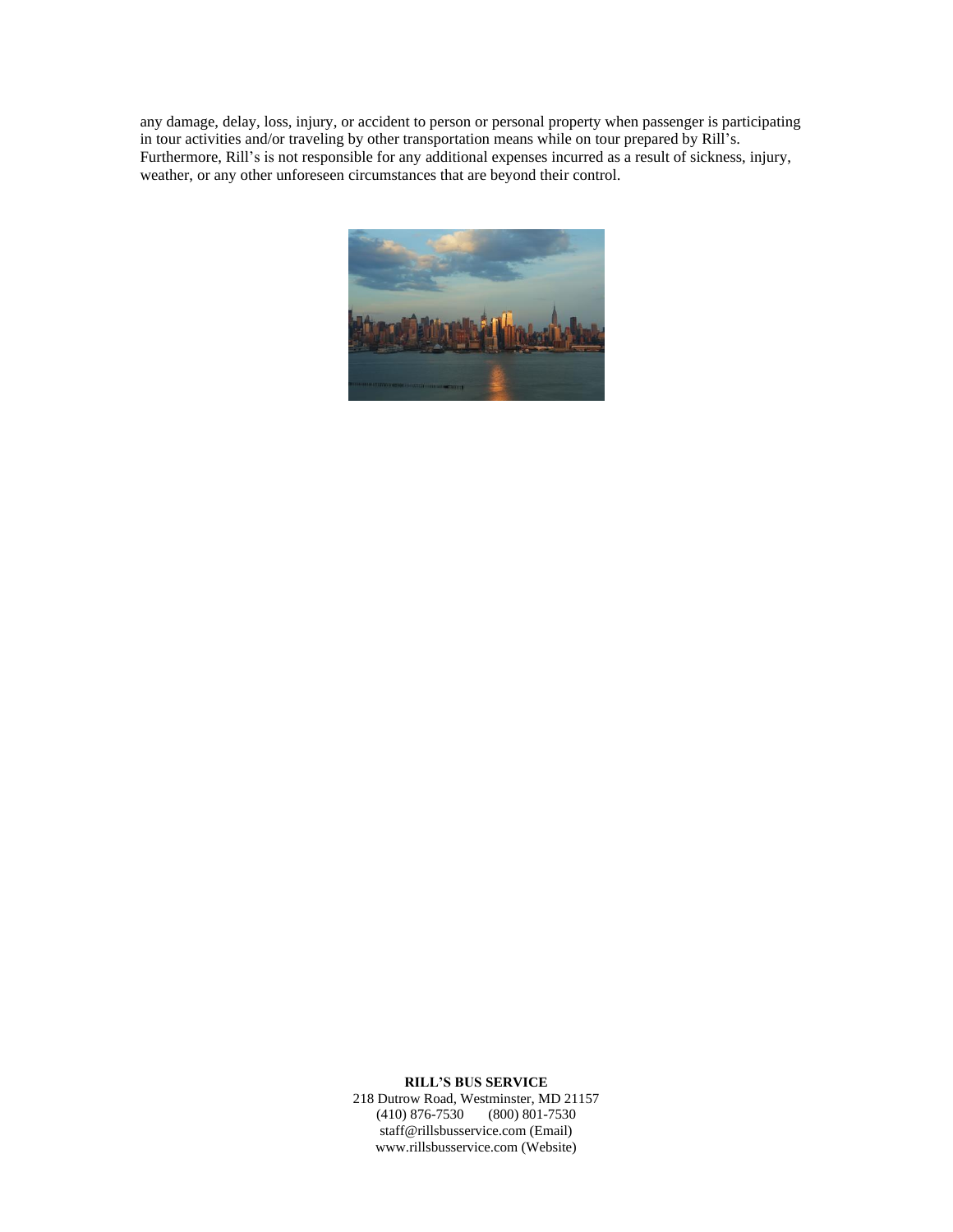any damage, delay, loss, injury, or accident to person or personal property when passenger is participating in tour activities and/or traveling by other transportation means while on tour prepared by Rill's. Furthermore, Rill's is not responsible for any additional expenses incurred as a result of sickness, injury, weather, or any other unforeseen circumstances that are beyond their control.

**RILL'S BUS SERVICE**
218 Dutrow Road, Westminster, MD 21157
(410) 876-7530 (800) 801-7530
staff@rillsbusservice.com (Email)
www.rillsbusservice.com (Website)